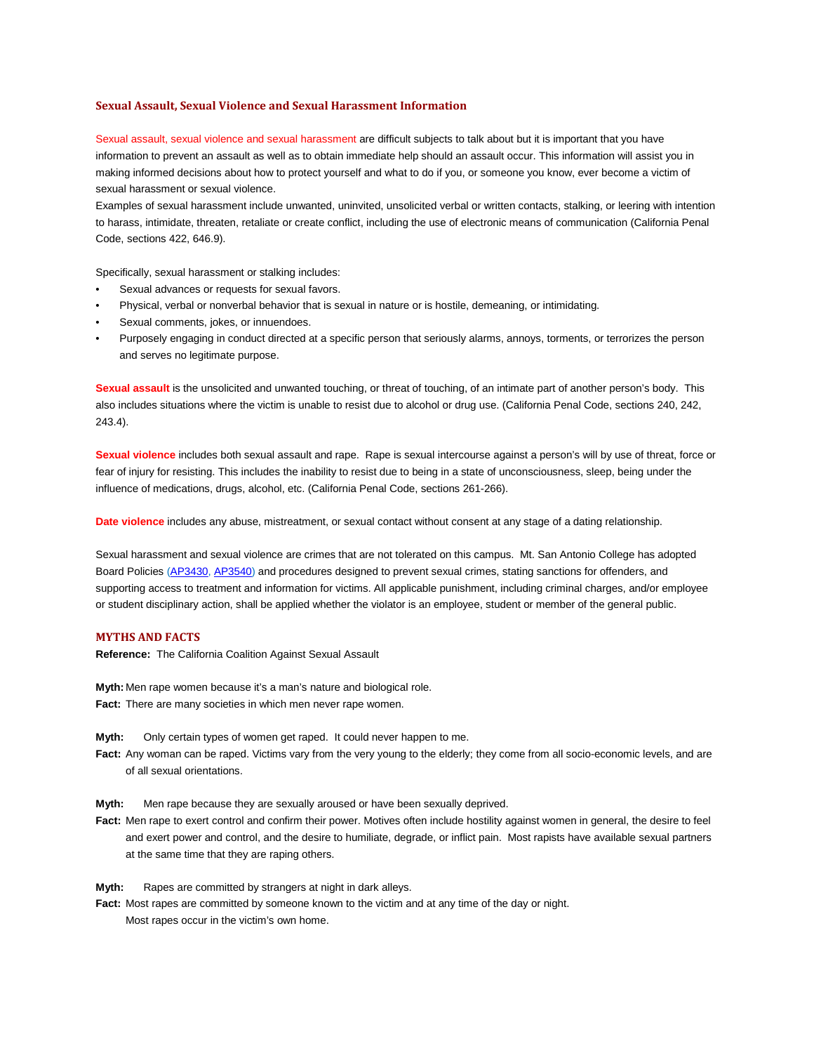## Sexual Assault, Sexual Violence and Sexual Harassment Information

Sexual assault, sexual violence and sexual harassment are difficult subjects to talk about but it is important that you have information to prevent an assault as well as to obtain immediate help should an assault occur. This information will assist you in making informed decisions about how to protect yourself and what to do if you, or someone you know, ever become a victim of sexual harassment or sexual violence.
Examples of sexual harassment include unwanted, uninvited, unsolicited verbal or written contacts, stalking, or leering with intention to harass, intimidate, threaten, retaliate or create conflict, including the use of electronic means of communication (California Penal Code, sections 422, 646.9).

Specifically, sexual harassment or stalking includes:

- Sexual advances or requests for sexual favors.
- Physical, verbal or nonverbal behavior that is sexual in nature or is hostile, demeaning, or intimidating.
- Sexual comments, jokes, or innuendoes.
- Purposely engaging in conduct directed at a specific person that seriously alarms, annoys, torments, or terrorizes the person and serves no legitimate purpose.

**Sexual assault** is the unsolicited and unwanted touching, or threat of touching, of an intimate part of another person's body. This also includes situations where the victim is unable to resist due to alcohol or drug use. (California Penal Code, sections 240, 242, 243.4).

**Sexual violence** includes both sexual assault and rape. Rape is sexual intercourse against a person's will by use of threat, force or fear of injury for resisting. This includes the inability to resist due to being in a state of unconsciousness, sleep, being under the influence of medications, drugs, alcohol, etc. (California Penal Code, sections 261-266).

**Date violence** includes any abuse, mistreatment, or sexual contact without consent at any stage of a dating relationship.

Sexual harassment and sexual violence are crimes that are not tolerated on this campus. Mt. San Antonio College has adopted Board Policies (AP3430, AP3540) and procedures designed to prevent sexual crimes, stating sanctions for offenders, and supporting access to treatment and information for victims. All applicable punishment, including criminal charges, and/or employee or student disciplinary action, shall be applied whether the violator is an employee, student or member of the general public.

## MYTHS AND FACTS

**Reference:** The California Coalition Against Sexual Assault

**Myth:** Men rape women because it's a man's nature and biological role.
**Fact:** There are many societies in which men never rape women.

**Myth:** Only certain types of women get raped. It could never happen to me.
**Fact:** Any woman can be raped. Victims vary from the very young to the elderly; they come from all socio-economic levels, and are of all sexual orientations.

**Myth:** Men rape because they are sexually aroused or have been sexually deprived.
**Fact:** Men rape to exert control and confirm their power. Motives often include hostility against women in general, the desire to feel and exert power and control, and the desire to humiliate, degrade, or inflict pain. Most rapists have available sexual partners at the same time that they are raping others.

**Myth:** Rapes are committed by strangers at night in dark alleys.
**Fact:** Most rapes are committed by someone known to the victim and at any time of the day or night. Most rapes occur in the victim's own home.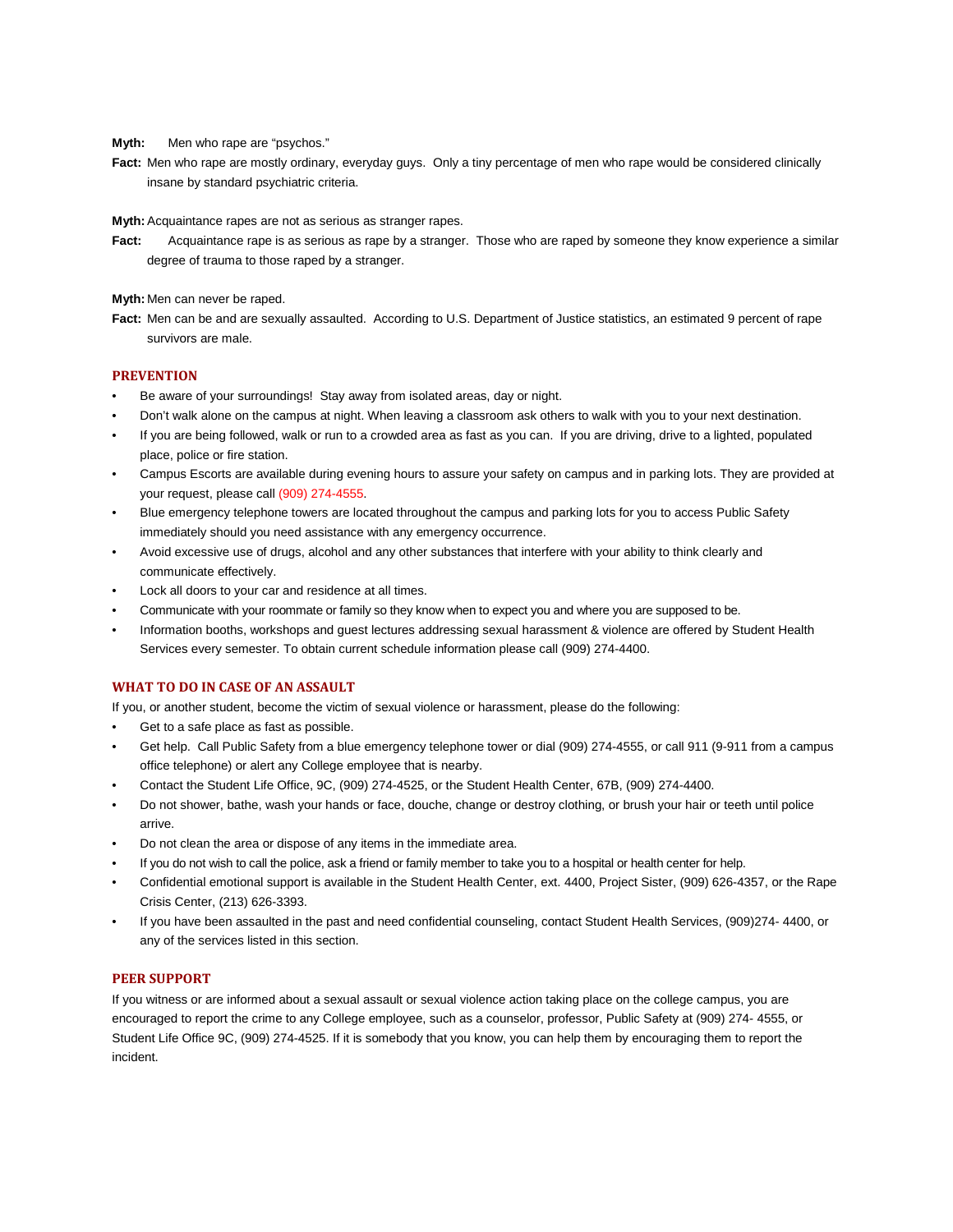**Myth:** Men who rape are "psychos."

**Fact:** Men who rape are mostly ordinary, everyday guys. Only a tiny percentage of men who rape would be considered clinically insane by standard psychiatric criteria.

**Myth:** Acquaintance rapes are not as serious as stranger rapes.

**Fact:** Acquaintance rape is as serious as rape by a stranger. Those who are raped by someone they know experience a similar degree of trauma to those raped by a stranger.

**Myth:** Men can never be raped.

**Fact:** Men can be and are sexually assaulted. According to U.S. Department of Justice statistics, an estimated 9 percent of rape survivors are male.

## PREVENTION

- Be aware of your surroundings! Stay away from isolated areas, day or night.
- Don't walk alone on the campus at night. When leaving a classroom ask others to walk with you to your next destination.
- If you are being followed, walk or run to a crowded area as fast as you can. If you are driving, drive to a lighted, populated place, police or fire station.
- Campus Escorts are available during evening hours to assure your safety on campus and in parking lots. They are provided at your request, please call (909) 274-4555.
- Blue emergency telephone towers are located throughout the campus and parking lots for you to access Public Safety immediately should you need assistance with any emergency occurrence.
- Avoid excessive use of drugs, alcohol and any other substances that interfere with your ability to think clearly and communicate effectively.
- Lock all doors to your car and residence at all times.
- Communicate with your roommate or family so they know when to expect you and where you are supposed to be.
- Information booths, workshops and guest lectures addressing sexual harassment & violence are offered by Student Health Services every semester. To obtain current schedule information please call (909) 274-4400.

## WHAT TO DO IN CASE OF AN ASSAULT

If you, or another student, become the victim of sexual violence or harassment, please do the following:

- Get to a safe place as fast as possible.
- Get help. Call Public Safety from a blue emergency telephone tower or dial (909) 274-4555, or call 911 (9-911 from a campus office telephone) or alert any College employee that is nearby.
- Contact the Student Life Office, 9C, (909) 274-4525, or the Student Health Center, 67B, (909) 274-4400.
- Do not shower, bathe, wash your hands or face, douche, change or destroy clothing, or brush your hair or teeth until police arrive.
- Do not clean the area or dispose of any items in the immediate area.
- If you do not wish to call the police, ask a friend or family member to take you to a hospital or health center for help.
- Confidential emotional support is available in the Student Health Center, ext. 4400, Project Sister, (909) 626-4357, or the Rape Crisis Center, (213) 626-3393.
- If you have been assaulted in the past and need confidential counseling, contact Student Health Services, (909)274- 4400, or any of the services listed in this section.

## PEER SUPPORT

If you witness or are informed about a sexual assault or sexual violence action taking place on the college campus, you are encouraged to report the crime to any College employee, such as a counselor, professor, Public Safety at (909) 274- 4555, or Student Life Office 9C, (909) 274-4525. If it is somebody that you know, you can help them by encouraging them to report the incident.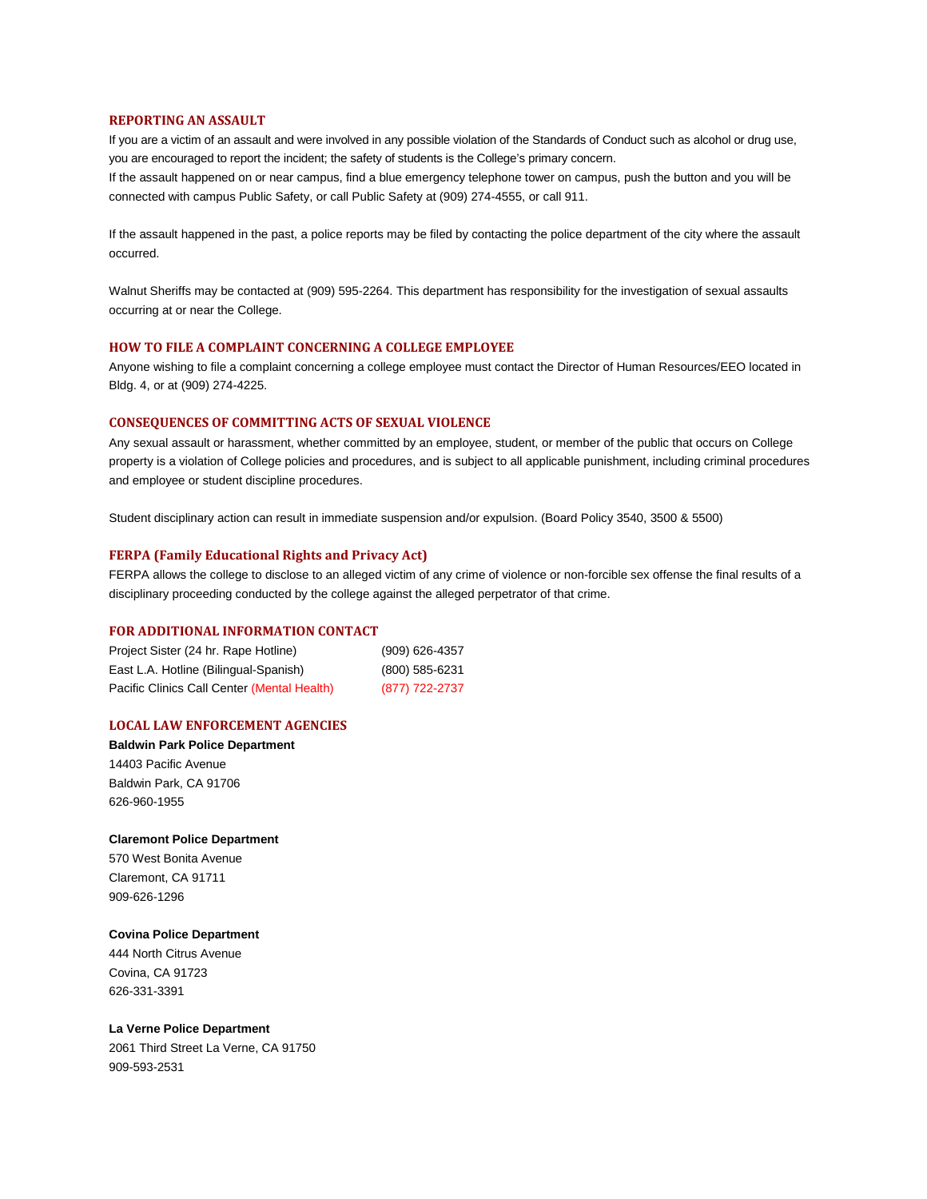## REPORTING AN ASSAULT

If you are a victim of an assault and were involved in any possible violation of the Standards of Conduct such as alcohol or drug use, you are encouraged to report the incident; the safety of students is the College's primary concern.

If the assault happened on or near campus, find a blue emergency telephone tower on campus, push the button and you will be connected with campus Public Safety, or call Public Safety at (909) 274-4555, or call 911.

If the assault happened in the past, a police reports may be filed by contacting the police department of the city where the assault occurred.

Walnut Sheriffs may be contacted at (909) 595-2264. This department has responsibility for the investigation of sexual assaults occurring at or near the College.

## HOW TO FILE A COMPLAINT CONCERNING A COLLEGE EMPLOYEE

Anyone wishing to file a complaint concerning a college employee must contact the Director of Human Resources/EEO located in Bldg. 4, or at (909) 274-4225.

## CONSEQUENCES OF COMMITTING ACTS OF SEXUAL VIOLENCE

Any sexual assault or harassment, whether committed by an employee, student, or member of the public that occurs on College property is a violation of College policies and procedures, and is subject to all applicable punishment, including criminal procedures and employee or student discipline procedures.

Student disciplinary action can result in immediate suspension and/or expulsion. (Board Policy 3540, 3500 & 5500)

## FERPA (Family Educational Rights and Privacy Act)

FERPA allows the college to disclose to an alleged victim of any crime of violence or non-forcible sex offense the final results of a disciplinary proceeding conducted by the college against the alleged perpetrator of that crime.

## FOR ADDITIONAL INFORMATION CONTACT

| | |
|---|---|
| Project Sister (24 hr. Rape Hotline) | (909) 626-4357 |
| East L.A. Hotline (Bilingual-Spanish) | (800) 585-6231 |
| Pacific Clinics Call Center (Mental Health) | (877) 722-2737 |

## LOCAL LAW ENFORCEMENT AGENCIES

**Baldwin Park Police Department**
14403 Pacific Avenue
Baldwin Park, CA 91706
626-960-1955

**Claremont Police Department**
570 West Bonita Avenue
Claremont, CA 91711
909-626-1296

**Covina Police Department**
444 North Citrus Avenue
Covina, CA 91723
626-331-3391

**La Verne Police Department**
2061 Third Street La Verne, CA 91750
909-593-2531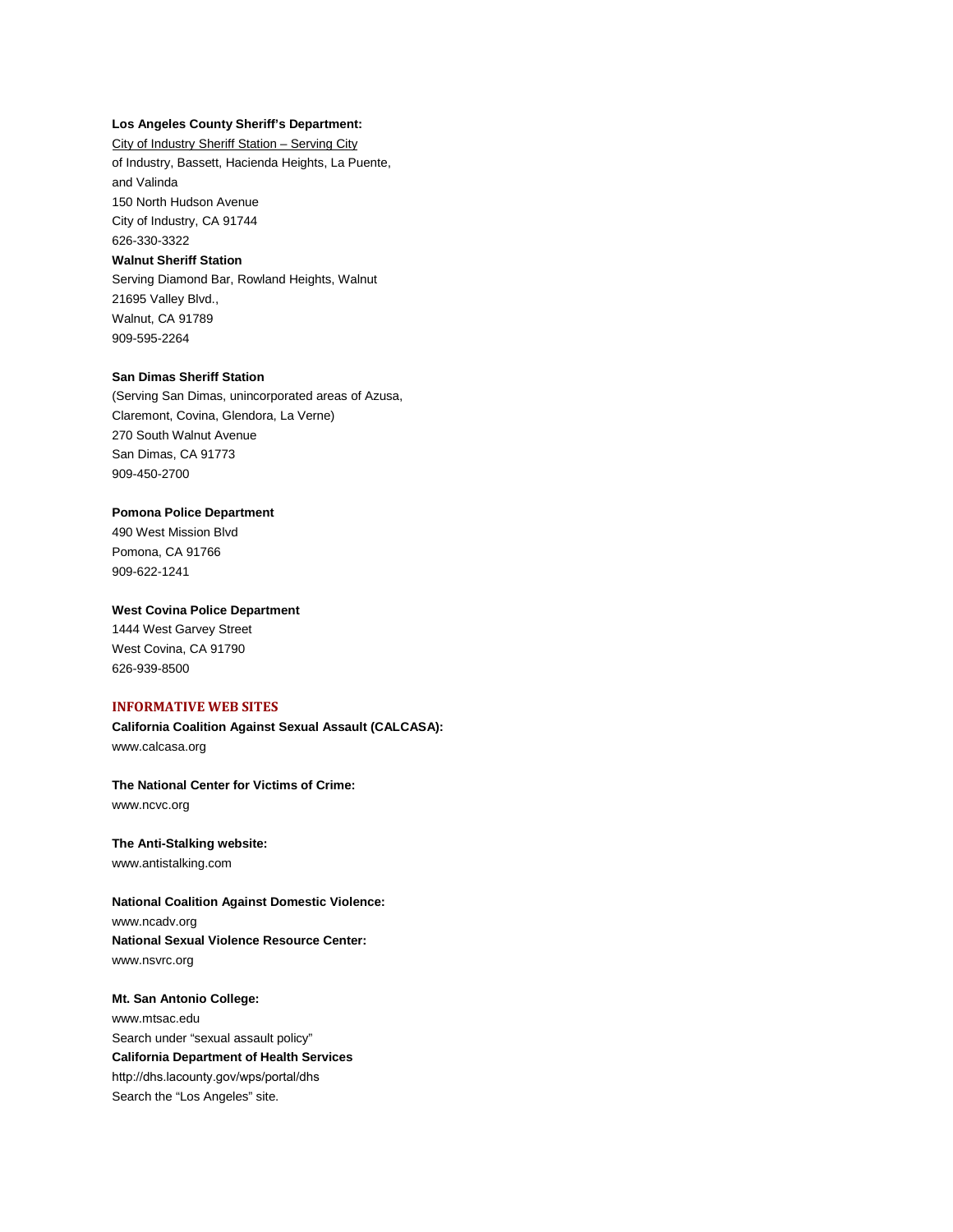**Los Angeles County Sheriff's Department:**

City of Industry Sheriff Station – Serving City of Industry, Bassett, Hacienda Heights, La Puente, and Valinda
150 North Hudson Avenue
City of Industry, CA 91744
626-330-3322

**Walnut Sheriff Station**

Serving Diamond Bar, Rowland Heights, Walnut
21695 Valley Blvd.,
Walnut, CA 91789
909-595-2264

**San Dimas Sheriff Station**

(Serving San Dimas, unincorporated areas of Azusa, Claremont, Covina, Glendora, La Verne)
270 South Walnut Avenue
San Dimas, CA 91773
909-450-2700

**Pomona Police Department**

490 West Mission Blvd
Pomona, CA 91766
909-622-1241

**West Covina Police Department**

1444 West Garvey Street
West Covina, CA 91790
626-939-8500

## INFORMATIVE WEB SITES

**California Coalition Against Sexual Assault (CALCASA):**
www.calcasa.org

**The National Center for Victims of Crime:**
www.ncvc.org

**The Anti-Stalking website:**
www.antistalking.com

**National Coalition Against Domestic Violence:**
www.ncadv.org

**National Sexual Violence Resource Center:**
www.nsvrc.org

**Mt. San Antonio College:**
www.mtsac.edu
Search under "sexual assault policy"

**California Department of Health Services**
http://dhs.lacounty.gov/wps/portal/dhs
Search the "Los Angeles" site.